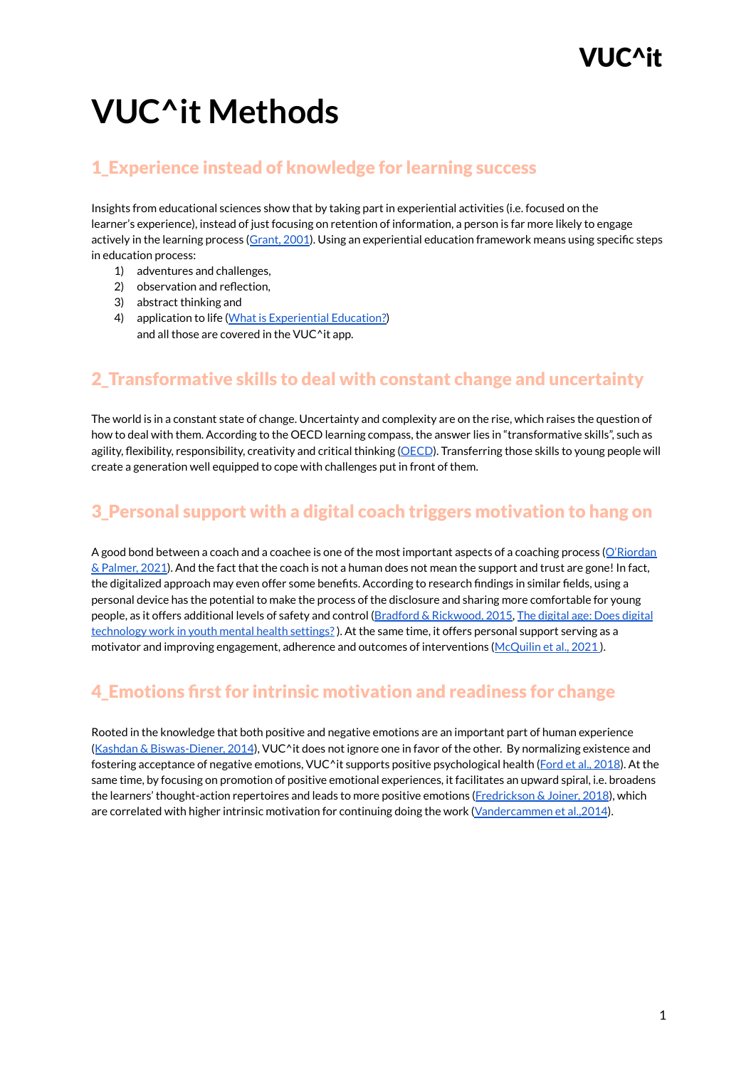# VUC^it Methods

## 1_Experience instead of knowledge for learning success

Insights from educational sciences show that by taking part in experiential activities (i.e. focused on the learner's experience), instead of just focusing on retention of information, a person is far more likely to engage actively in the learning process (Grant, 2001). Using an experiential education framework means using specific steps in education process:

1) adventures and challenges,
2) observation and reflection,
3) abstract thinking and
4) application to life (What is Experiential Education?)
   and all those are covered in the VUC^it app.

## 2_Transformative skills to deal with constant change and uncertainty

The world is in a constant state of change. Uncertainty and complexity are on the rise, which raises the question of how to deal with them. According to the OECD learning compass, the answer lies in "transformative skills", such as agility, flexibility, responsibility, creativity and critical thinking (OECD). Transferring those skills to young people will create a generation well equipped to cope with challenges put in front of them.

## 3_Personal support with a digital coach triggers motivation to hang on

A good bond between a coach and a coachee is one of the most important aspects of a coaching process (O'Riordan & Palmer, 2021). And the fact that the coach is not a human does not mean the support and trust are gone! In fact, the digitalized approach may even offer some benefits. According to research findings in similar fields, using a personal device has the potential to make the process of the disclosure and sharing more comfortable for young people, as it offers additional levels of safety and control (Bradford & Rickwood, 2015, The digital age: Does digital technology work in youth mental health settings?). At the same time, it offers personal support serving as a motivator and improving engagement, adherence and outcomes of interventions (McQuilin et al., 2021).

## 4_Emotions first for intrinsic motivation and readiness for change

Rooted in the knowledge that both positive and negative emotions are an important part of human experience (Kashdan & Biswas-Diener, 2014), VUC^it does not ignore one in favor of the other. By normalizing existence and fostering acceptance of negative emotions, VUC^it supports positive psychological health (Ford et al., 2018). At the same time, by focusing on promotion of positive emotional experiences, it facilitates an upward spiral, i.e. broadens the learners' thought-action repertoires and leads to more positive emotions (Fredrickson & Joiner, 2018), which are correlated with higher intrinsic motivation for continuing doing the work (Vandercammen et al.,2014).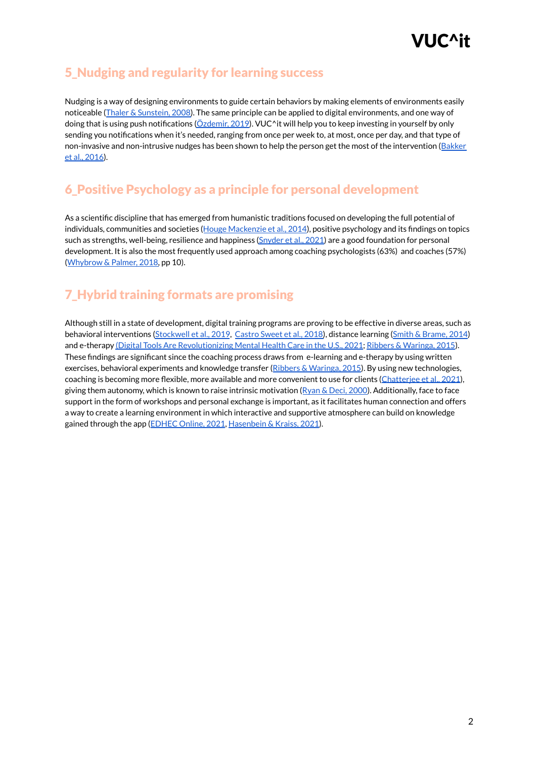## 5_Nudging and regularity for learning success

Nudging is a way of designing environments to guide certain behaviors by making elements of environments easily noticeable (Thaler & Sunstein, 2008). The same principle can be applied to digital environments, and one way of doing that is using push notifications (Özdemir, 2019). VUC^it will help you to keep investing in yourself by only sending you notifications when it's needed, ranging from once per week to, at most, once per day, and that type of non-invasive and non-intrusive nudges has been shown to help the person get the most of the intervention (Bakker et al., 2016).

## 6_Positive Psychology as a principle for personal development

As a scientific discipline that has emerged from humanistic traditions focused on developing the full potential of individuals, communities and societies (Houge Mackenzie et al., 2014), positive psychology and its findings on topics such as strengths, well-being, resilience and happiness (Snyder et al., 2021) are a good foundation for personal development. It is also the most frequently used approach among coaching psychologists (63%) and coaches (57%) (Whybrow & Palmer, 2018, pp 10).

## 7_Hybrid training formats are promising

Although still in a state of development, digital training programs are proving to be effective in diverse areas, such as behavioral interventions (Stockwell et al., 2019, Castro Sweet et al., 2018), distance learning (Smith & Brame, 2014) and e-therapy (Digital Tools Are Revolutionizing Mental Health Care in the U.S., 2021; Ribbers & Waringa, 2015). These findings are significant since the coaching process draws from e-learning and e-therapy by using written exercises, behavioral experiments and knowledge transfer (Ribbers & Waringa, 2015). By using new technologies, coaching is becoming more flexible, more available and more convenient to use for clients (Chatterjee et al., 2021), giving them autonomy, which is known to raise intrinsic motivation (Ryan & Deci, 2000). Additionally, face to face support in the form of workshops and personal exchange is important, as it facilitates human connection and offers a way to create a learning environment in which interactive and supportive atmosphere can build on knowledge gained through the app (EDHEC Online, 2021, Hasenbein & Kraiss, 2021).